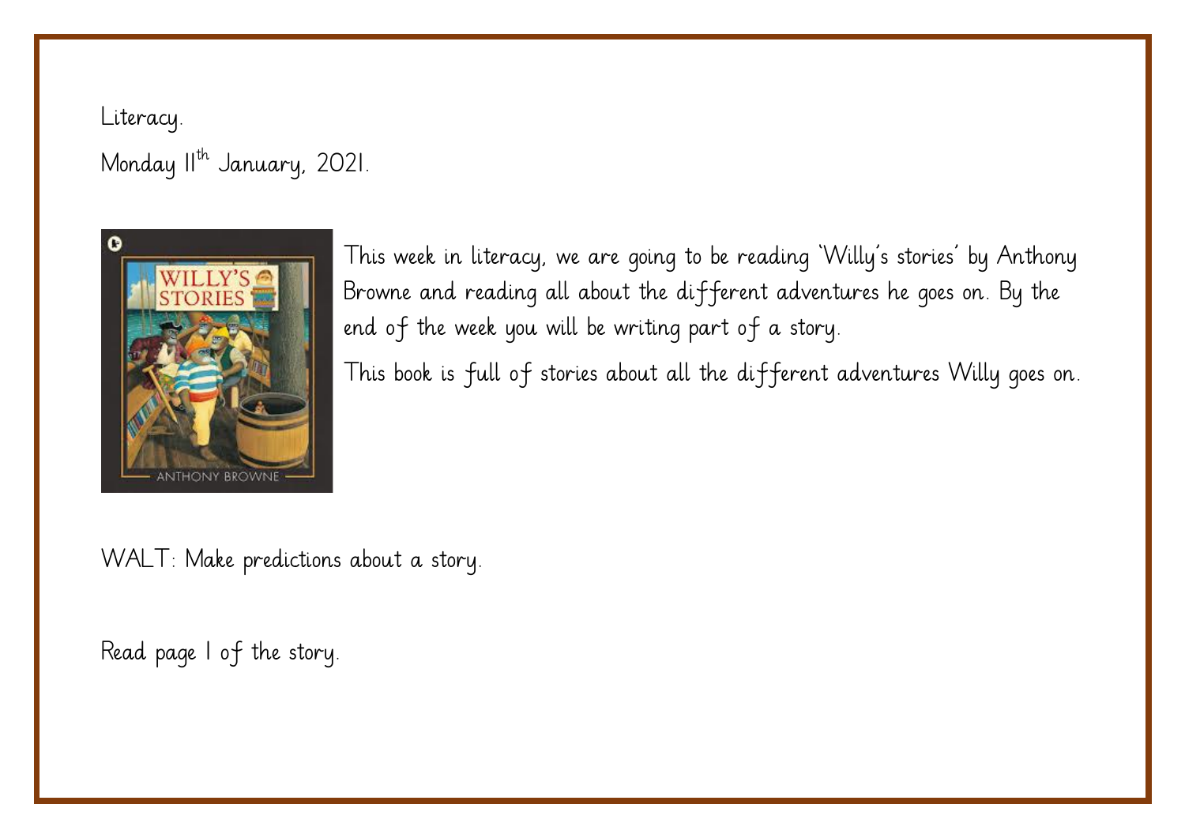Literacy.

Monday 11th January, 2021.

This week in literacy, we are going to be reading 'Willy's stories' by Anthony Browne and reading all about the different adventures he goes on. By the end of the week you will be writing part of a story.

This book is full of stories about all the different adventures Willy goes on.

WALT: Make predictions about a story.

Read page 1 of the story.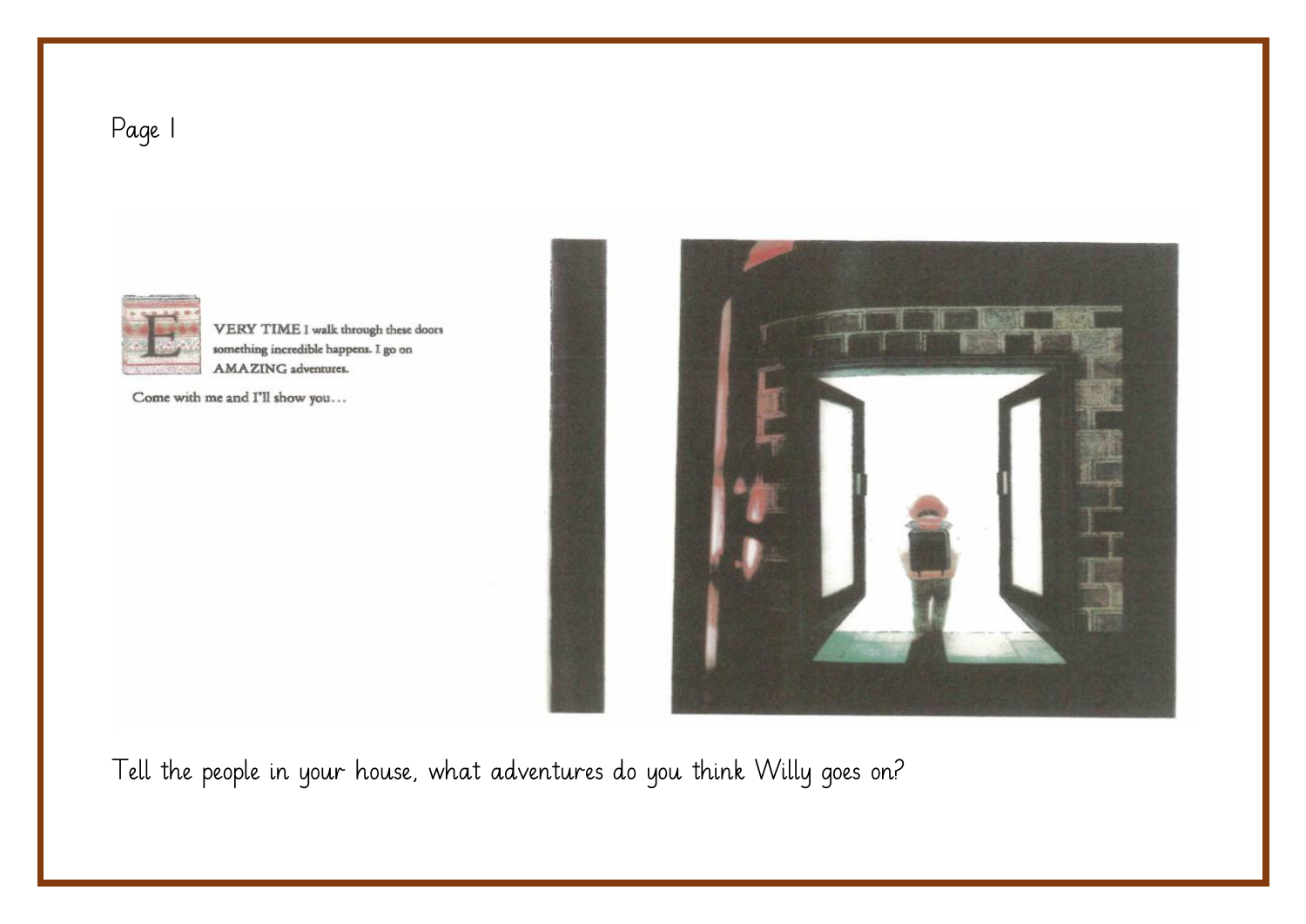Page 1

EVERY TIME I walk through these doors something incredible happens. I go on AMAZING adventures.

Come with me and I'll show you…

Tell the people in your house, what adventures do you think Willy goes on?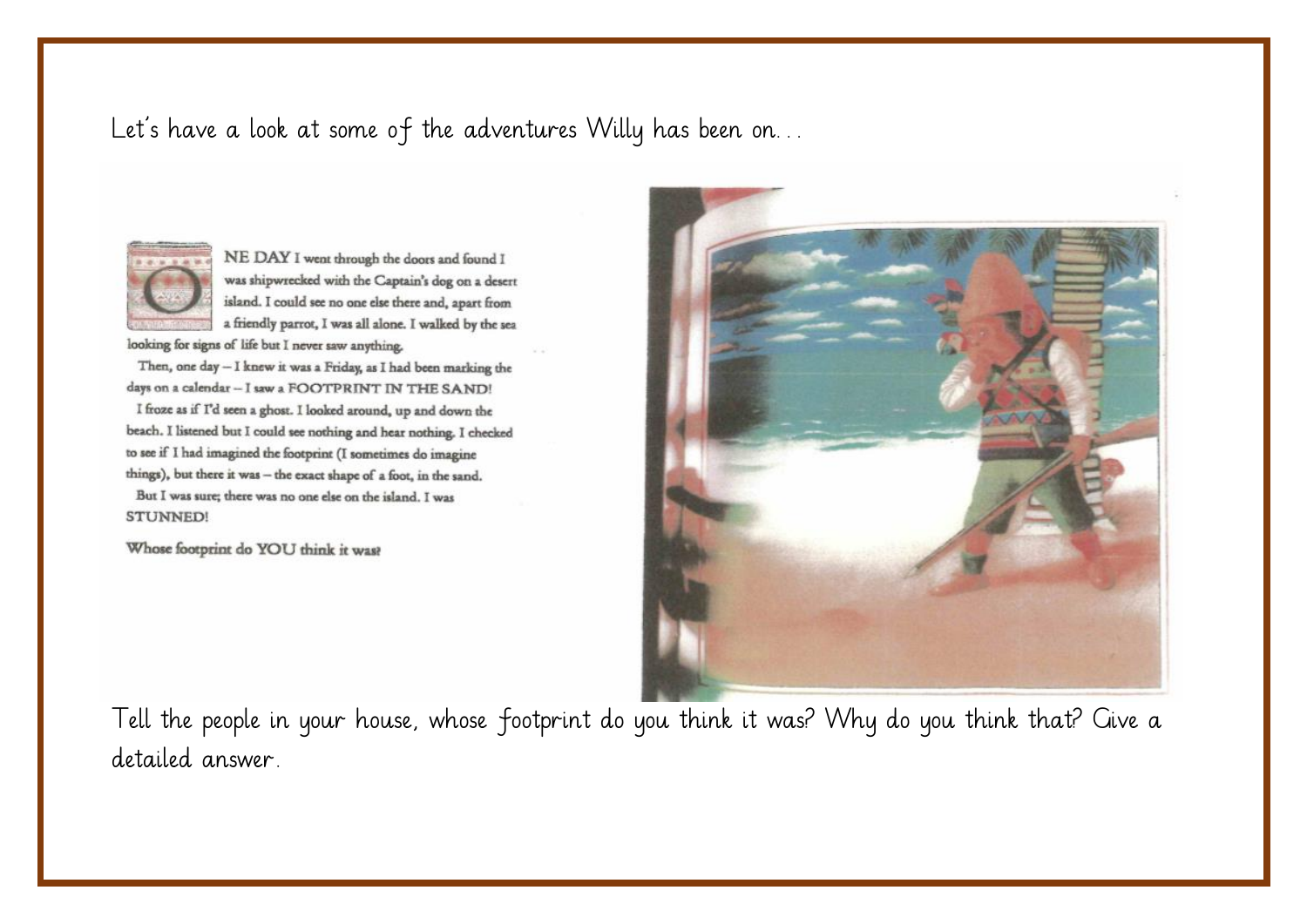Let's have a look at some of the adventures Willy has been on...

ONE DAY I went through the doors and found I was shipwrecked with the Captain's dog on a desert island. I could see no one else there and, apart from a friendly parrot, I was all alone. I walked by the sea looking for signs of life but I never saw anything.

Then, one day – I knew it was a Friday, as I had been marking the days on a calendar – I saw a FOOTPRINT IN THE SAND!

I froze as if I'd seen a ghost. I looked around, up and down the beach. I listened but I could see nothing and hear nothing. I checked to see if I had imagined the footprint (I sometimes do imagine things), but there it was – the exact shape of a foot, in the sand.

But I was sure; there was no one else on the island. I was STUNNED!

Whose footprint do YOU think it was?

Tell the people in your house, whose footprint do you think it was? Why do you think that? Give a detailed answer.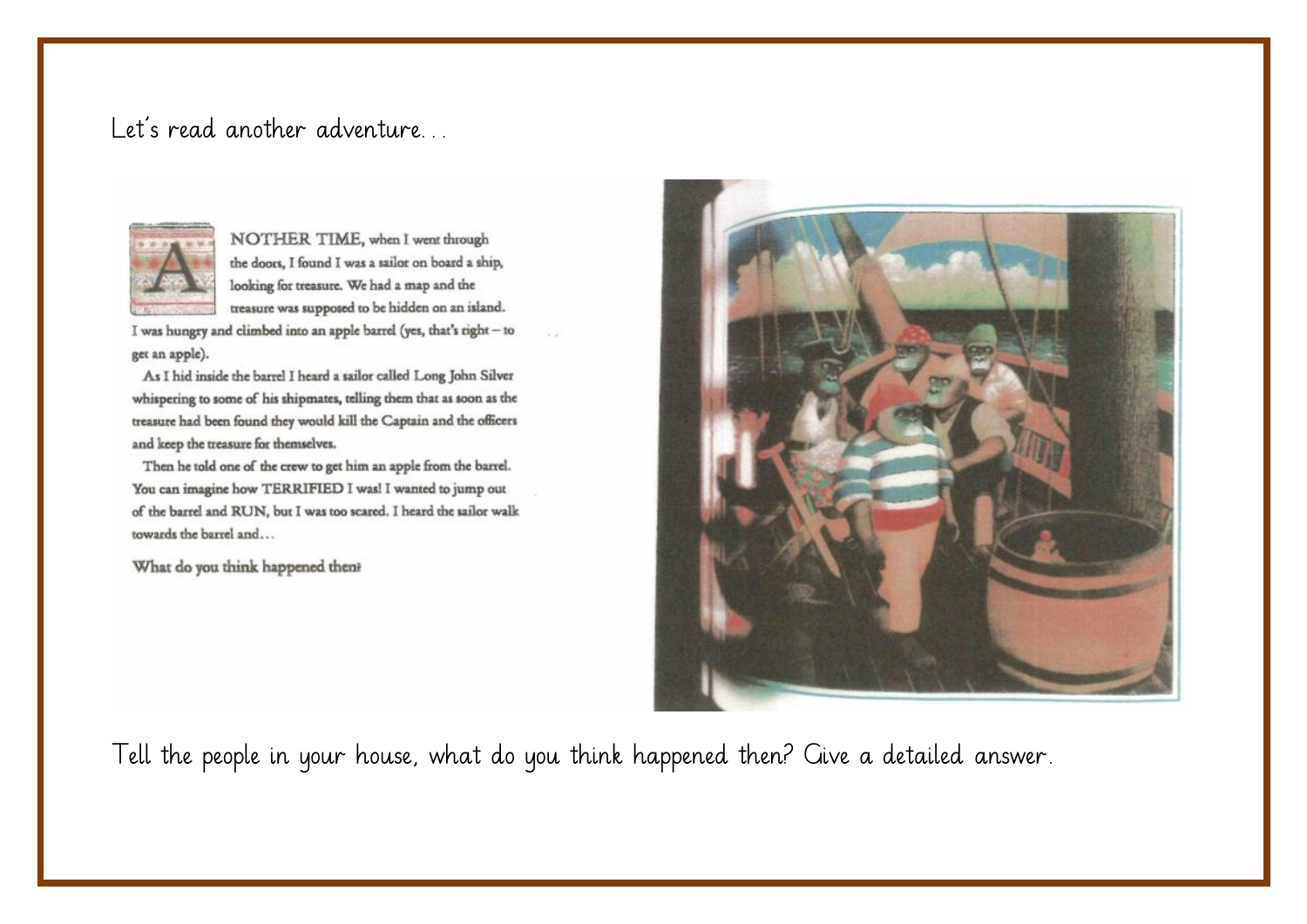Let's read another adventure…

ANOTHER TIME, when I went through the doors, I found I was a sailor on board a ship, looking for treasure. We had a map and the treasure was supposed to be hidden on an island. I was hungry and climbed into an apple barrel (yes, that's right – to get an apple).

As I hid inside the barrel I heard a sailor called Long John Silver whispering to some of his shipmates, telling them that as soon as the treasure had been found they would kill the Captain and the officers and keep the treasure for themselves.

Then he told one of the crew to get him an apple from the barrel. You can imagine how TERRIFIED I was! I wanted to jump out of the barrel and RUN, but I was too scared. I heard the sailor walk towards the barrel and…

What do you think happened then?

Tell the people in your house, what do you think happened then? Give a detailed answer.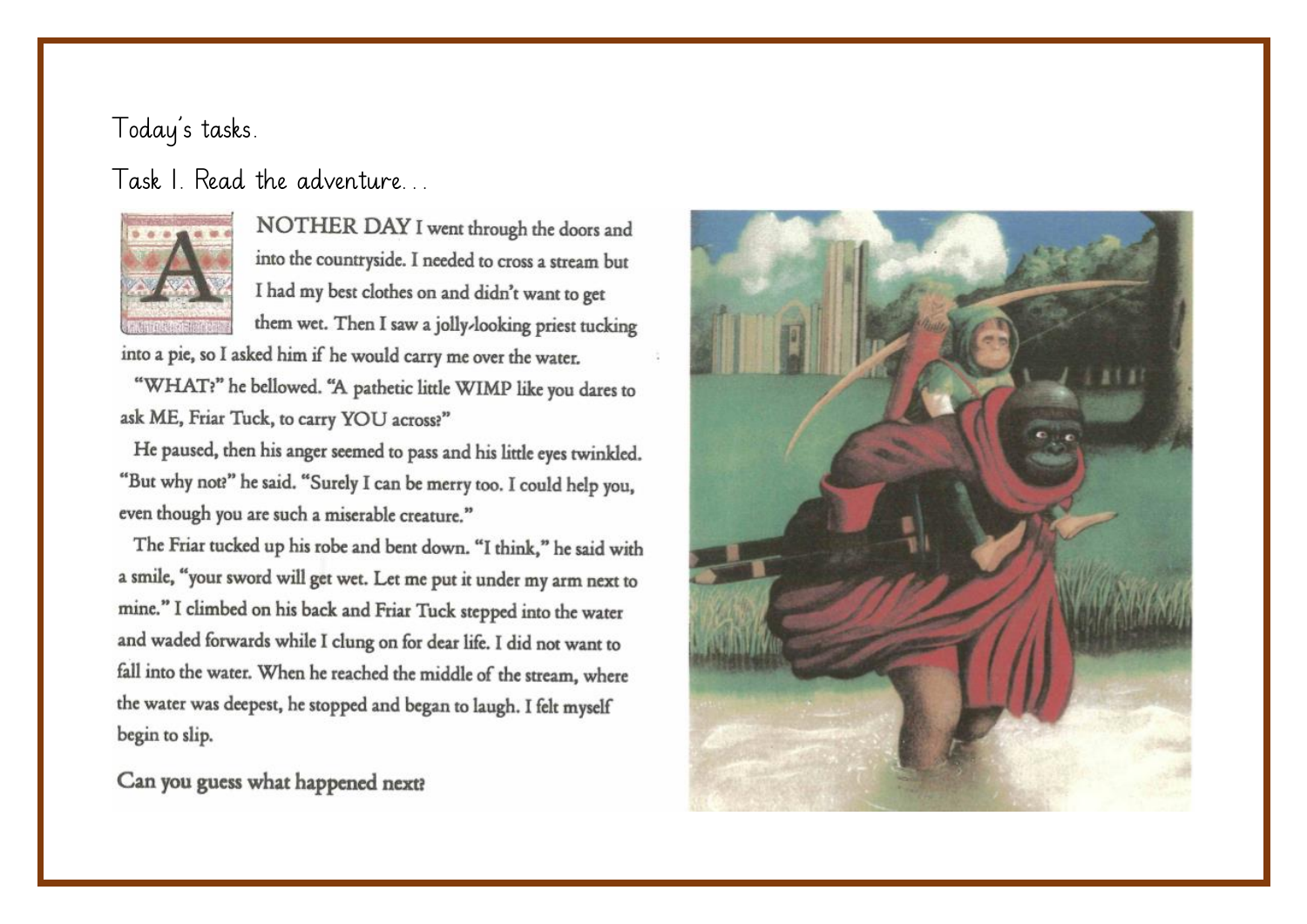Today's tasks.

Task 1. Read the adventure...

ANOTHER DAY I went through the doors and into the countryside. I needed to cross a stream but I had my best clothes on and didn't want to get them wet. Then I saw a jolly-looking priest tucking into a pie, so I asked him if he would carry me over the water.

"WHAT?" he bellowed. "A pathetic little WIMP like you dares to ask ME, Friar Tuck, to carry YOU across?"

He paused, then his anger seemed to pass and his little eyes twinkled. "But why not?" he said. "Surely I can be merry too. I could help you, even though you are such a miserable creature."

The Friar tucked up his robe and bent down. "I think," he said with a smile, "your sword will get wet. Let me put it under my arm next to mine." I climbed on his back and Friar Tuck stepped into the water and waded forwards while I clung on for dear life. I did not want to fall into the water. When he reached the middle of the stream, where the water was deepest, he stopped and began to laugh. I felt myself begin to slip.

**Can you guess what happened next?**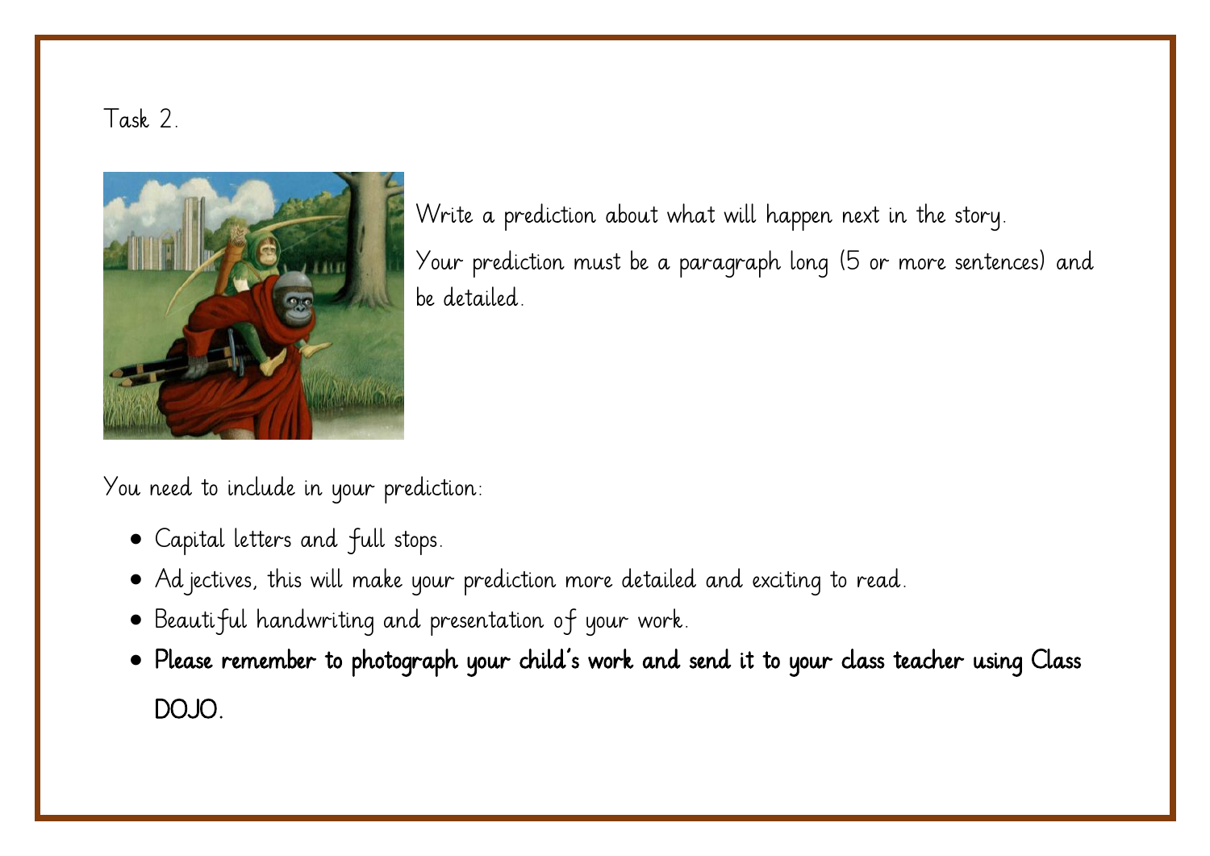Task 2.

Write a prediction about what will happen next in the story.

Your prediction must be a paragraph long (5 or more sentences) and be detailed.

You need to include in your prediction:

- Capital letters and full stops.
- Adjectives, this will make your prediction more detailed and exciting to read.
- Beautiful handwriting and presentation of your work.
- **Please remember to photograph your child's work and send it to your class teacher using Class DOJO.**